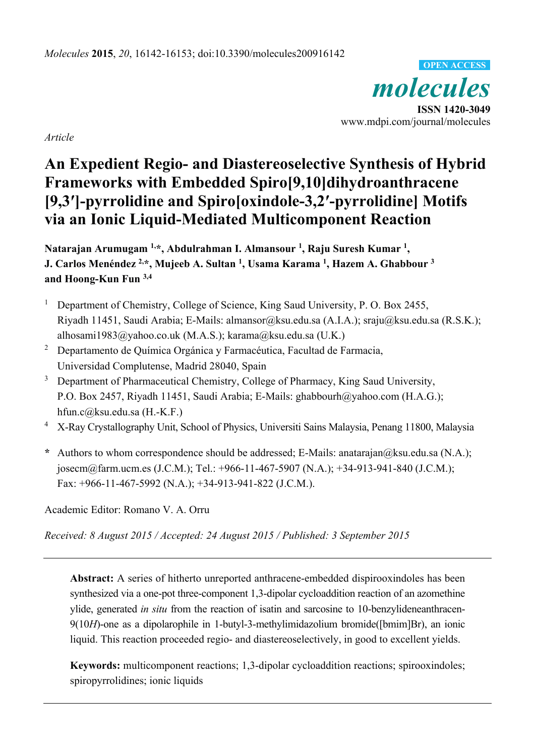*Article*

# An Expedient Regio- and Diastereoselective Synthesis of Hybrid Frameworks with Embedded Spiro[9,10]dihydroanthracene [9,3′]-pyrrolidine and Spiro[oxindole-3,2′-pyrrolidine] Motifs via an Ionic Liquid-Mediated Multicomponent Reaction

**Natarajan Arumugam [1,*], Abdulrahman I. Almansour [1], Raju Suresh Kumar [1], J. Carlos Menéndez [2,*], Mujeeb A. Sultan [1], Usama Karama [1], Hazem A. Ghabbour [3] and Hoong-Kun Fun [3,4]**

[1] Department of Chemistry, College of Science, King Saud University, P. O. Box 2455, Riyadh 11451, Saudi Arabia; E-Mails: almansor@ksu.edu.sa (A.I.A.); sraju@ksu.edu.sa (R.S.K.); alhosami1983@yahoo.co.uk (M.A.S.); karama@ksu.edu.sa (U.K.)

[2] Departamento de Química Orgánica y Farmacéutica, Facultad de Farmacia, Universidad Complutense, Madrid 28040, Spain

[3] Department of Pharmaceutical Chemistry, College of Pharmacy, King Saud University, P.O. Box 2457, Riyadh 11451, Saudi Arabia; E-Mails: ghabbourh@yahoo.com (H.A.G.); hfun.c@ksu.edu.sa (H.-K.F.)

[4] X-Ray Crystallography Unit, School of Physics, Universiti Sains Malaysia, Penang 11800, Malaysia

\* Authors to whom correspondence should be addressed; E-Mails: anatarajan@ksu.edu.sa (N.A.); josecm@farm.ucm.es (J.C.M.); Tel.: +966-11-467-5907 (N.A.); +34-913-941-840 (J.C.M.); Fax: +966-11-467-5992 (N.A.); +34-913-941-822 (J.C.M.).

Academic Editor: Romano V. A. Orru

*Received: 8 August 2015 / Accepted: 24 August 2015 / Published: 3 September 2015*

**Abstract:** A series of hitherto unreported anthracene-embedded dispirooxindoles has been synthesized via a one-pot three-component 1,3-dipolar cycloaddition reaction of an azomethine ylide, generated *in situ* from the reaction of isatin and sarcosine to 10-benzylideneanthracen-9(10*H*)-one as a dipolarophile in 1-butyl-3-methylimidazolium bromide([bmim]Br), an ionic liquid. This reaction proceeded regio- and diastereoselectively, in good to excellent yields.

**Keywords:** multicomponent reactions; 1,3-dipolar cycloaddition reactions; spirooxindoles; spiropyrrolidines; ionic liquids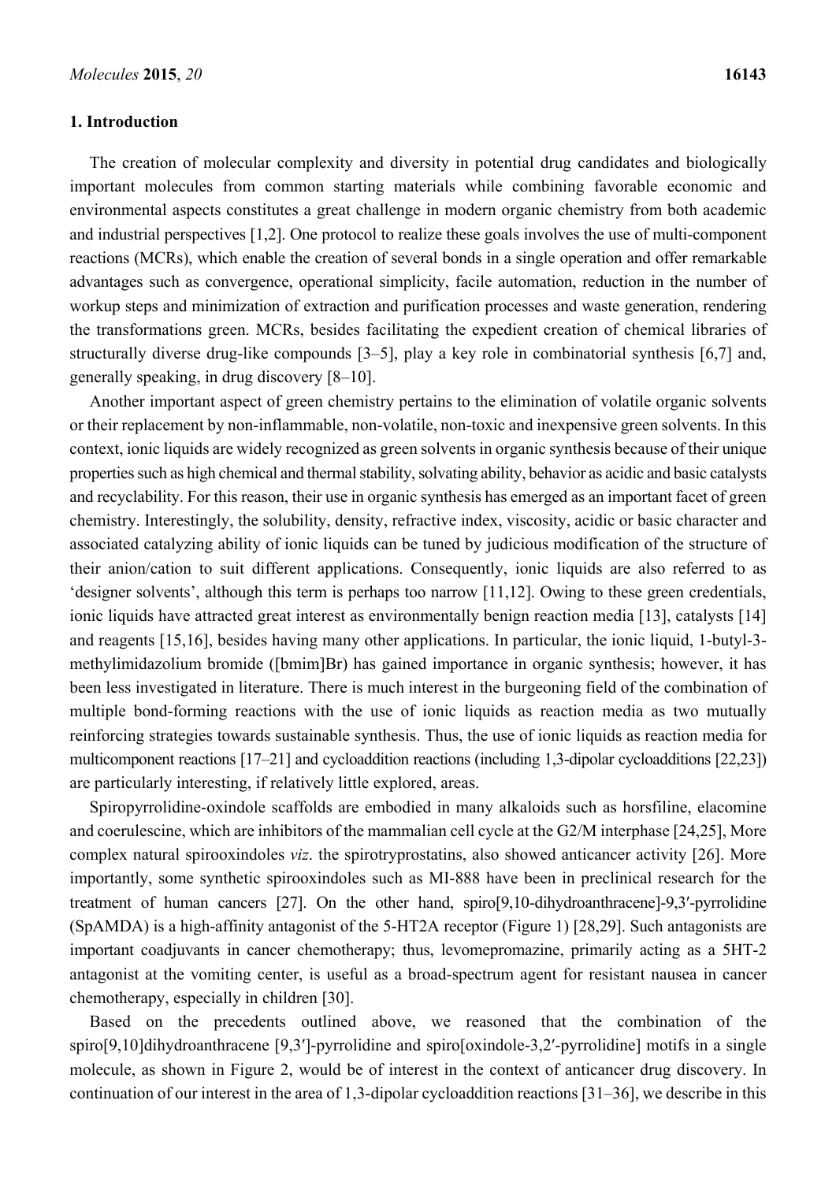## 1. Introduction

The creation of molecular complexity and diversity in potential drug candidates and biologically important molecules from common starting materials while combining favorable economic and environmental aspects constitutes a great challenge in modern organic chemistry from both academic and industrial perspectives [1,2]. One protocol to realize these goals involves the use of multi-component reactions (MCRs), which enable the creation of several bonds in a single operation and offer remarkable advantages such as convergence, operational simplicity, facile automation, reduction in the number of workup steps and minimization of extraction and purification processes and waste generation, rendering the transformations green. MCRs, besides facilitating the expedient creation of chemical libraries of structurally diverse drug-like compounds [3–5], play a key role in combinatorial synthesis [6,7] and, generally speaking, in drug discovery [8–10].

Another important aspect of green chemistry pertains to the elimination of volatile organic solvents or their replacement by non-inflammable, non-volatile, non-toxic and inexpensive green solvents. In this context, ionic liquids are widely recognized as green solvents in organic synthesis because of their unique properties such as high chemical and thermal stability, solvating ability, behavior as acidic and basic catalysts and recyclability. For this reason, their use in organic synthesis has emerged as an important facet of green chemistry. Interestingly, the solubility, density, refractive index, viscosity, acidic or basic character and associated catalyzing ability of ionic liquids can be tuned by judicious modification of the structure of their anion/cation to suit different applications. Consequently, ionic liquids are also referred to as 'designer solvents', although this term is perhaps too narrow [11,12]. Owing to these green credentials, ionic liquids have attracted great interest as environmentally benign reaction media [13], catalysts [14] and reagents [15,16], besides having many other applications. In particular, the ionic liquid, 1-butyl-3-methylimidazolium bromide ([bmim]Br) has gained importance in organic synthesis; however, it has been less investigated in literature. There is much interest in the burgeoning field of the combination of multiple bond-forming reactions with the use of ionic liquids as reaction media as two mutually reinforcing strategies towards sustainable synthesis. Thus, the use of ionic liquids as reaction media for multicomponent reactions [17–21] and cycloaddition reactions (including 1,3-dipolar cycloadditions [22,23]) are particularly interesting, if relatively little explored, areas.

Spiropyrrolidine-oxindole scaffolds are embodied in many alkaloids such as horsfiline, elacomine and coerulescine, which are inhibitors of the mammalian cell cycle at the G2/M interphase [24,25], More complex natural spirooxindoles *viz*. the spirotryprostatins, also showed anticancer activity [26]. More importantly, some synthetic spirooxindoles such as MI-888 have been in preclinical research for the treatment of human cancers [27]. On the other hand, spiro[9,10-dihydroanthracene]-9,3′-pyrrolidine (SpAMDA) is a high-affinity antagonist of the 5-HT2A receptor (Figure 1) [28,29]. Such antagonists are important coadjuvants in cancer chemotherapy; thus, levomepromazine, primarily acting as a 5HT-2 antagonist at the vomiting center, is useful as a broad-spectrum agent for resistant nausea in cancer chemotherapy, especially in children [30].

Based on the precedents outlined above, we reasoned that the combination of the spiro[9,10]dihydroanthracene [9,3′]-pyrrolidine and spiro[oxindole-3,2′-pyrrolidine] motifs in a single molecule, as shown in Figure 2, would be of interest in the context of anticancer drug discovery. In continuation of our interest in the area of 1,3-dipolar cycloaddition reactions [31–36], we describe in this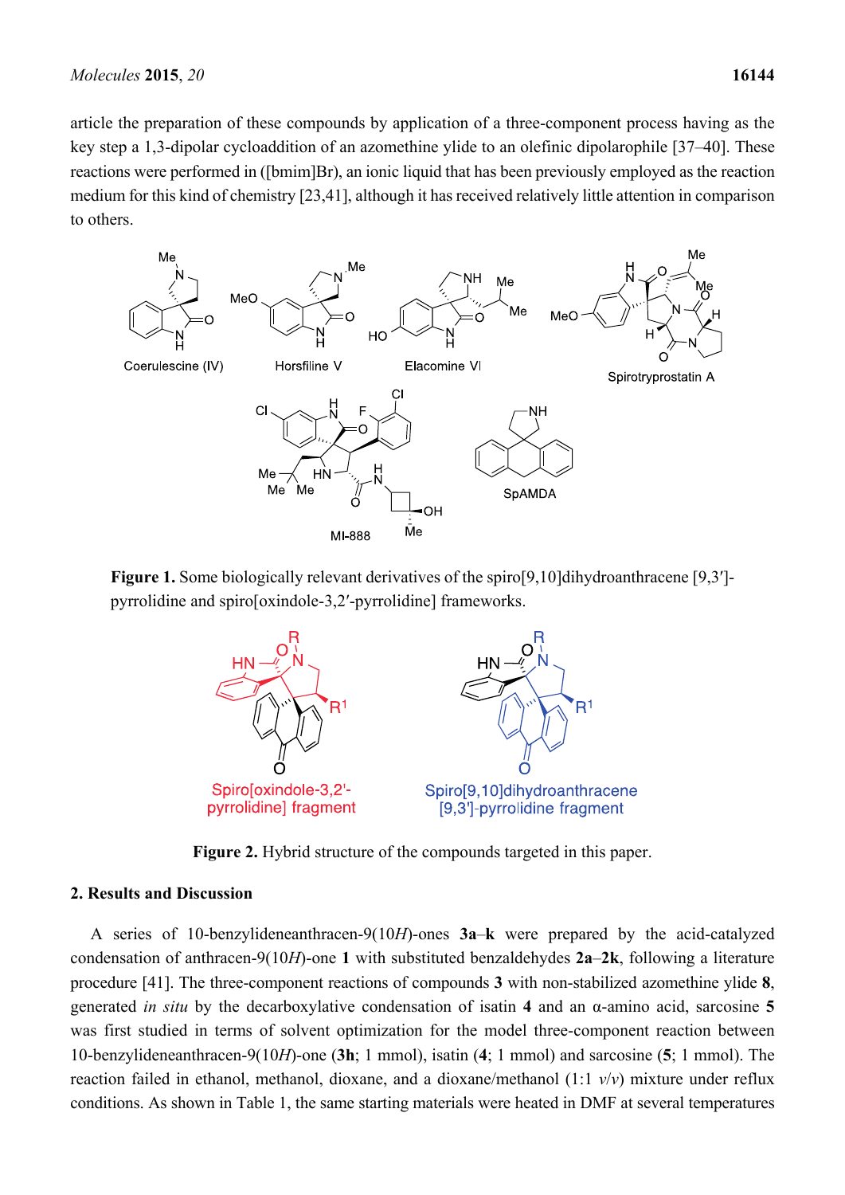article the preparation of these compounds by application of a three-component process having as the key step a 1,3-dipolar cycloaddition of an azomethine ylide to an olefinic dipolarophile [37–40]. These reactions were performed in ([bmim]Br), an ionic liquid that has been previously employed as the reaction medium for this kind of chemistry [23,41], although it has received relatively little attention in comparison to others.

**Figure 1.** Some biologically relevant derivatives of the spiro[9,10]dihydroanthracene [9,3′]-pyrrolidine and spiro[oxindole-3,2′-pyrrolidine] frameworks.

**Figure 2.** Hybrid structure of the compounds targeted in this paper.

## 2. Results and Discussion

A series of 10-benzylideneanthracen-9(10*H*)-ones **3a**–**k** were prepared by the acid-catalyzed condensation of anthracen-9(10*H*)-one **1** with substituted benzaldehydes **2a**–**2k**, following a literature procedure [41]. The three-component reactions of compounds **3** with non-stabilized azomethine ylide **8**, generated *in situ* by the decarboxylative condensation of isatin **4** and an α-amino acid, sarcosine **5** was first studied in terms of solvent optimization for the model three-component reaction between 10-benzylideneanthracen-9(10*H*)-one (**3h**; 1 mmol), isatin (**4**; 1 mmol) and sarcosine (**5**; 1 mmol). The reaction failed in ethanol, methanol, dioxane, and a dioxane/methanol (1:1 *v*/*v*) mixture under reflux conditions. As shown in Table 1, the same starting materials were heated in DMF at several temperatures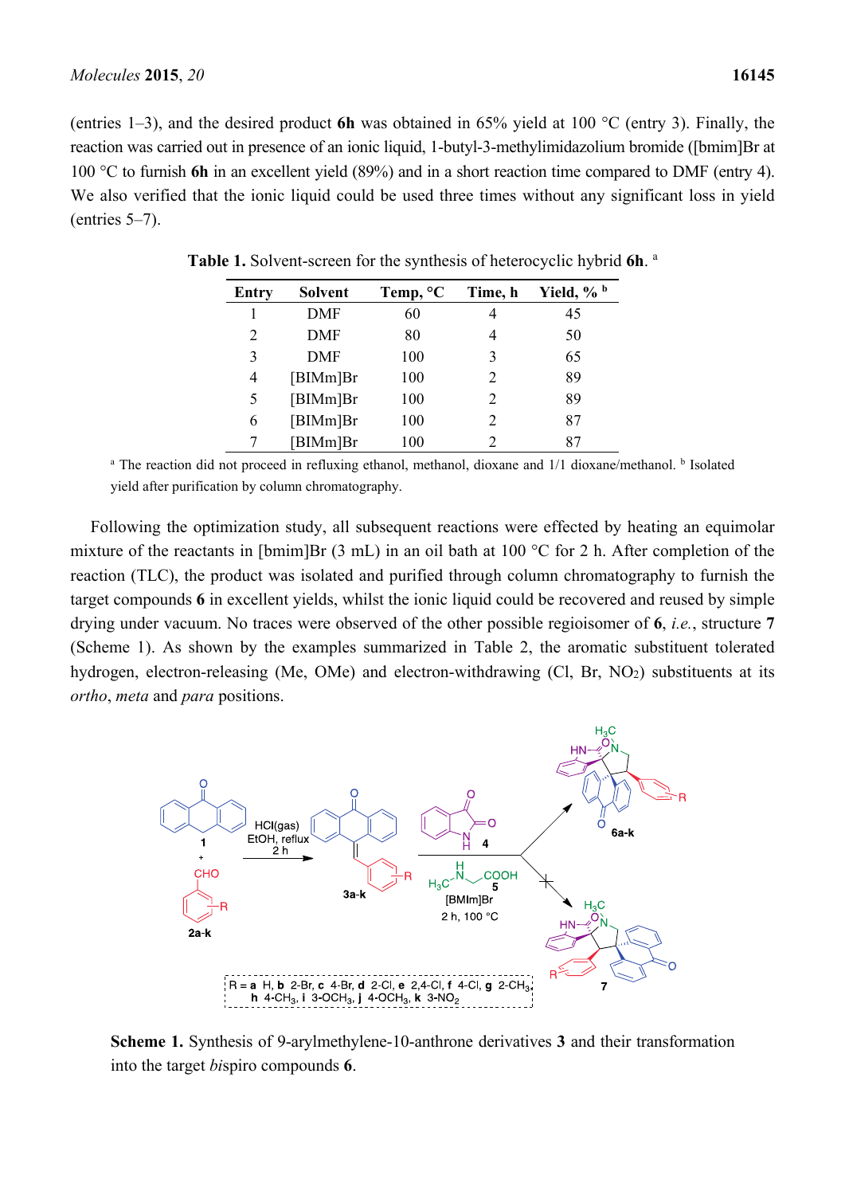(entries 1–3), and the desired product **6h** was obtained in 65% yield at 100 °C (entry 3). Finally, the reaction was carried out in presence of an ionic liquid, 1-butyl-3-methylimidazolium bromide ([bmim]Br at 100 °C to furnish **6h** in an excellent yield (89%) and in a short reaction time compared to DMF (entry 4). We also verified that the ionic liquid could be used three times without any significant loss in yield (entries 5–7).

**Table 1.** Solvent-screen for the synthesis of heterocyclic hybrid **6h**. [a]

| Entry | Solvent | Temp, °C | Time, h | Yield, % [b] |
|---|---|---|---|---|
| 1 | DMF | 60 | 4 | 45 |
| 2 | DMF | 80 | 4 | 50 |
| 3 | DMF | 100 | 3 | 65 |
| 4 | [BIMm]Br | 100 | 2 | 89 |
| 5 | [BIMm]Br | 100 | 2 | 89 |
| 6 | [BIMm]Br | 100 | 2 | 87 |
| 7 | [BIMm]Br | 100 | 2 | 87 |

[a] The reaction did not proceed in refluxing ethanol, methanol, dioxane and 1/1 dioxane/methanol. [b] Isolated yield after purification by column chromatography.

Following the optimization study, all subsequent reactions were effected by heating an equimolar mixture of the reactants in [bmim]Br (3 mL) in an oil bath at 100 °C for 2 h. After completion of the reaction (TLC), the product was isolated and purified through column chromatography to furnish the target compounds **6** in excellent yields, whilst the ionic liquid could be recovered and reused by simple drying under vacuum. No traces were observed of the other possible regioisomer of **6**, *i.e.*, structure **7** (Scheme 1). As shown by the examples summarized in Table 2, the aromatic substituent tolerated hydrogen, electron-releasing (Me, OMe) and electron-withdrawing (Cl, Br, $NO_2$) substituents at its *ortho*, *meta* and *para* positions.

R = **a** H, **b** 2-Br, **c** 4-Br, **d** 2-Cl, **e** 2,4-Cl, **f** 4-Cl, **g** 2-$CH_3$, **h** 4-$CH_3$, **i** 3-$OCH_3$, **j** 4-$OCH_3$, **k** 3-$NO_2$

**Scheme 1.** Synthesis of 9-arylmethylene-10-anthrone derivatives **3** and their transformation into the target *bis*piro compounds **6**.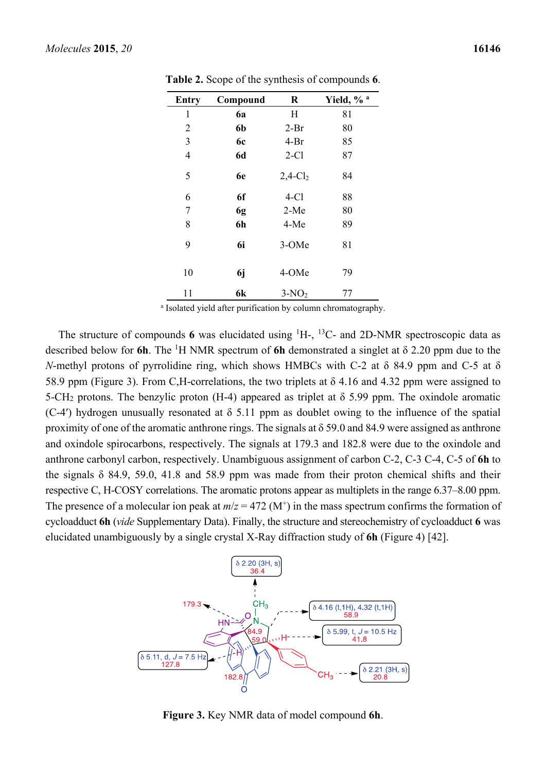**Table 2.** Scope of the synthesis of compounds **6**.

| Entry | Compound | R | Yield, % [a] |
|---|---|---|---|
| 1 | **6a** | H | 81 |
| 2 | **6b** | 2-Br | 80 |
| 3 | **6c** | 4-Br | 85 |
| 4 | **6d** | 2-Cl | 87 |
| 5 | **6e** | 2,4-$Cl_2$ | 84 |
| 6 | **6f** | 4-Cl | 88 |
| 7 | **6g** | 2-Me | 80 |
| 8 | **6h** | 4-Me | 89 |
| 9 | **6i** | 3-OMe | 81 |
| 10 | **6j** | 4-OMe | 79 |
| 11 | **6k** | 3-$NO_2$ | 77 |

[a] Isolated yield after purification by column chromatography.

The structure of compounds **6** was elucidated using $^{1}$H-, $^{13}$C- and 2D-NMR spectroscopic data as described below for **6h**. The $^{1}$H NMR spectrum of **6h** demonstrated a singlet at δ 2.20 ppm due to the *N*-methyl protons of pyrrolidine ring, which shows HMBCs with C-2 at δ 84.9 ppm and C-5 at δ 58.9 ppm (Figure 3). From C,H-correlations, the two triplets at δ 4.16 and 4.32 ppm were assigned to 5-$CH_2$ protons. The benzylic proton (H-4) appeared as triplet at δ 5.99 ppm. The oxindole aromatic (C-4′) hydrogen unusually resonated at δ 5.11 ppm as doublet owing to the influence of the spatial proximity of one of the aromatic anthrone rings. The signals at δ 59.0 and 84.9 were assigned as anthrone and oxindole spirocarbons, respectively. The signals at 179.3 and 182.8 were due to the oxindole and anthrone carbonyl carbon, respectively. Unambiguous assignment of carbon C-2, C-3 C-4, C-5 of **6h** to the signals δ 84.9, 59.0, 41.8 and 58.9 ppm was made from their proton chemical shifts and their respective C, H-COSY correlations. The aromatic protons appear as multiplets in the range 6.37–8.00 ppm. The presence of a molecular ion peak at $m/z = 472$ ($M^{+}$) in the mass spectrum confirms the formation of cycloadduct **6h** (*vide* Supplementary Data). Finally, the structure and stereochemistry of cycloadduct **6** was elucidated unambiguously by a single crystal X-Ray diffraction study of **6h** (Figure 4) [42].

**Figure 3.** Key NMR data of model compound **6h**.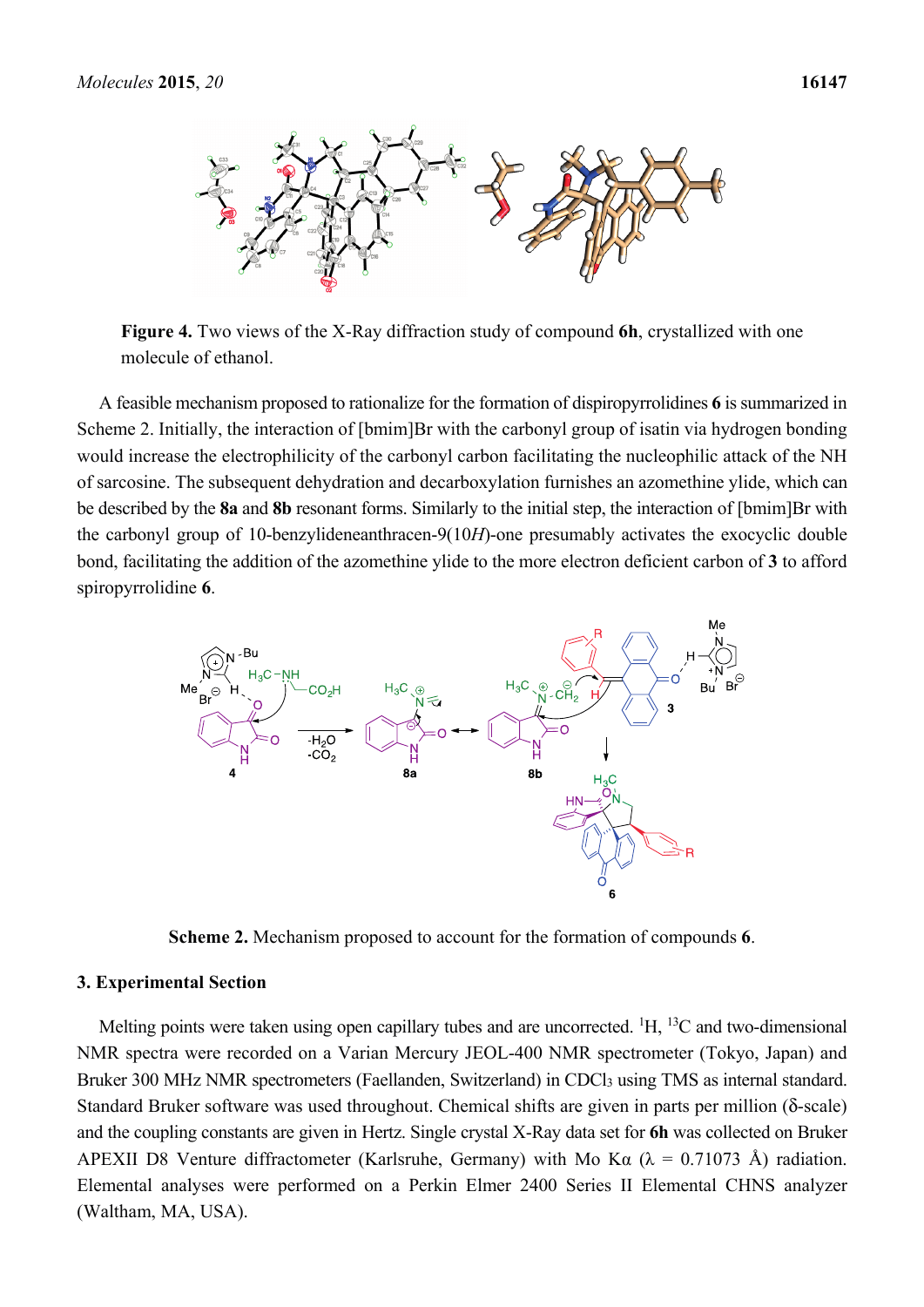**Figure 4.** Two views of the X-Ray diffraction study of compound **6h**, crystallized with one molecule of ethanol.

A feasible mechanism proposed to rationalize for the formation of dispiropyrrolidines **6** is summarized in Scheme 2. Initially, the interaction of [bmim]Br with the carbonyl group of isatin via hydrogen bonding would increase the electrophilicity of the carbonyl carbon facilitating the nucleophilic attack of the NH of sarcosine. The subsequent dehydration and decarboxylation furnishes an azomethine ylide, which can be described by the **8a** and **8b** resonant forms. Similarly to the initial step, the interaction of [bmim]Br with the carbonyl group of 10-benzylideneanthracen-9(10*H*)-one presumably activates the exocyclic double bond, facilitating the addition of the azomethine ylide to the more electron deficient carbon of **3** to afford spiropyrrolidine **6**.

**Scheme 2.** Mechanism proposed to account for the formation of compounds **6**.

## 3. Experimental Section

Melting points were taken using open capillary tubes and are uncorrected. $^{1}H$, $^{13}C$ and two-dimensional NMR spectra were recorded on a Varian Mercury JEOL-400 NMR spectrometer (Tokyo, Japan) and Bruker 300 MHz NMR spectrometers (Faellanden, Switzerland) in $CDCl_3$ using TMS as internal standard. Standard Bruker software was used throughout. Chemical shifts are given in parts per million (δ-scale) and the coupling constants are given in Hertz. Single crystal X-Ray data set for **6h** was collected on Bruker APEXII D8 Venture diffractometer (Karlsruhe, Germany) with Mo Kα (λ = 0.71073 Å) radiation. Elemental analyses were performed on a Perkin Elmer 2400 Series II Elemental CHNS analyzer (Waltham, MA, USA).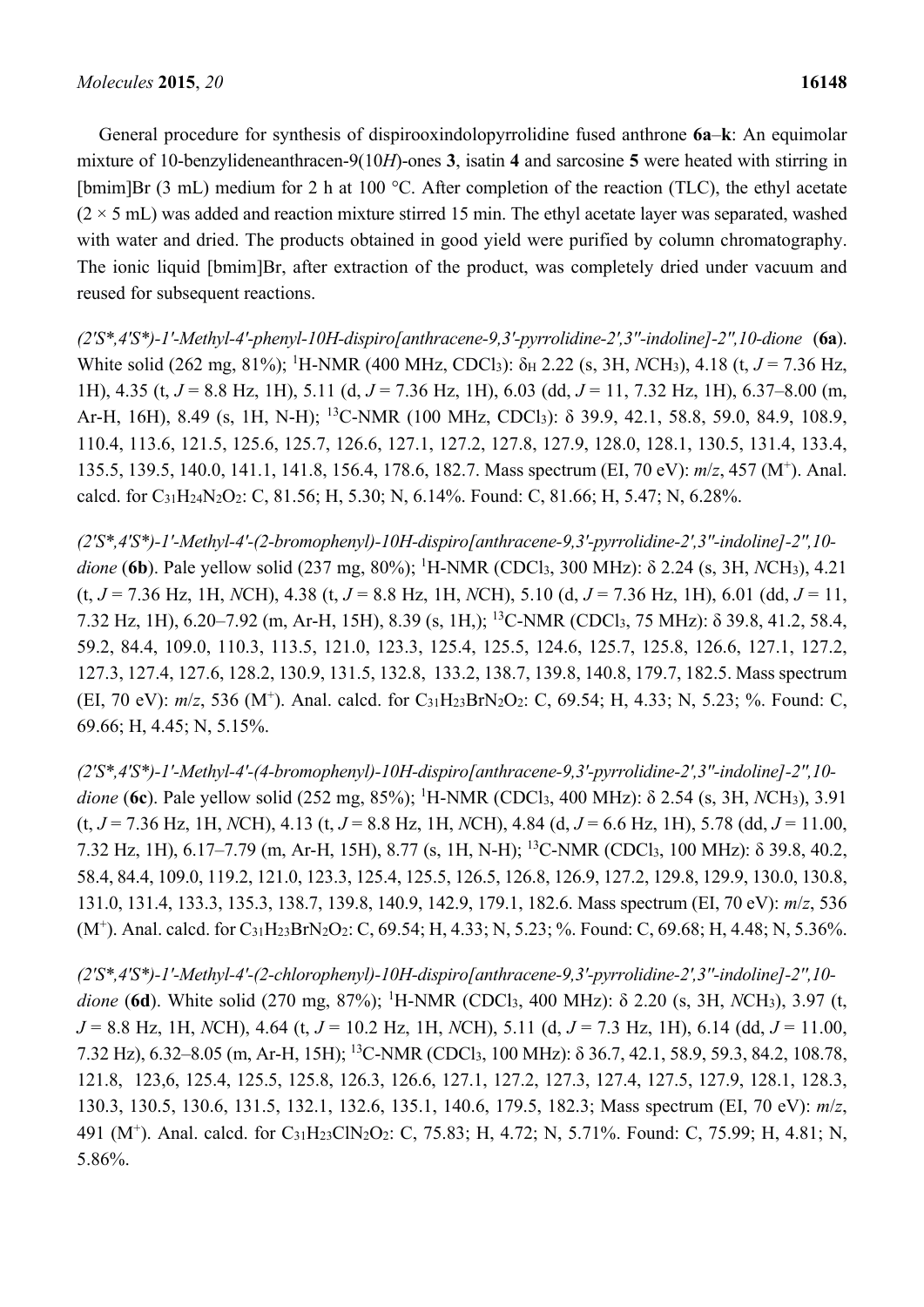General procedure for synthesis of dispirooxindolopyrrolidine fused anthrone **6a**–**k**: An equimolar mixture of 10-benzylideneanthracen-9(10*H*)-ones **3**, isatin **4** and sarcosine **5** were heated with stirring in [bmim]Br (3 mL) medium for 2 h at 100 °C. After completion of the reaction (TLC), the ethyl acetate (2 × 5 mL) was added and reaction mixture stirred 15 min. The ethyl acetate layer was separated, washed with water and dried. The products obtained in good yield were purified by column chromatography. The ionic liquid [bmim]Br, after extraction of the product, was completely dried under vacuum and reused for subsequent reactions.

*(2'S\*,4'S\*)-1'-Methyl-4'-phenyl-10H-dispiro[anthracene-9,3'-pyrrolidine-2',3''-indoline]-2'',10-dione* (**6a**). White solid (262 mg, 81%); $^1$H-NMR (400 MHz, $CDCl_3$): $\delta_H$ 2.22 (s, 3H, *N*$CH_3$), 4.18 (t, *J* = 7.36 Hz, 1H), 4.35 (t, *J* = 8.8 Hz, 1H), 5.11 (d, *J* = 7.36 Hz, 1H), 6.03 (dd, *J* = 11, 7.32 Hz, 1H), 6.37–8.00 (m, Ar-H, 16H), 8.49 (s, 1H, N-H); $^{13}$C-NMR (100 MHz, $CDCl_3$): δ 39.9, 42.1, 58.8, 59.0, 84.9, 108.9, 110.4, 113.6, 121.5, 125.6, 125.7, 126.6, 127.1, 127.2, 127.8, 127.9, 128.0, 128.1, 130.5, 131.4, 133.4, 135.5, 139.5, 140.0, 141.1, 141.8, 156.4, 178.6, 182.7. Mass spectrum (EI, 70 eV): *m*/*z*, 457 ($M^+$). Anal. calcd. for $C_{31}H_{24}N_2O_2$: C, 81.56; H, 5.30; N, 6.14%. Found: C, 81.66; H, 5.47; N, 6.28%.

*(2'S\*,4'S\*)-1'-Methyl-4'-(2-bromophenyl)-10H-dispiro[anthracene-9,3'-pyrrolidine-2',3''-indoline]-2'',10-dione* (**6b**). Pale yellow solid (237 mg, 80%); $^1$H-NMR ($CDCl_3$, 300 MHz): δ 2.24 (s, 3H, *N*$CH_3$), 4.21 (t, *J* = 7.36 Hz, 1H, *N*CH), 4.38 (t, *J* = 8.8 Hz, 1H, *N*CH), 5.10 (d, *J* = 7.36 Hz, 1H), 6.01 (dd, *J* = 11, 7.32 Hz, 1H), 6.20–7.92 (m, Ar-H, 15H), 8.39 (s, 1H,); $^{13}$C-NMR ($CDCl_3$, 75 MHz): δ 39.8, 41.2, 58.4, 59.2, 84.4, 109.0, 110.3, 113.5, 121.0, 123.3, 125.4, 125.5, 124.6, 125.7, 125.8, 126.6, 127.1, 127.2, 127.3, 127.4, 127.6, 128.2, 130.9, 131.5, 132.8, 133.2, 138.7, 139.8, 140.8, 179.7, 182.5. Mass spectrum (EI, 70 eV): *m*/*z*, 536 ($M^+$). Anal. calcd. for $C_{31}H_{23}BrN_2O_2$: C, 69.54; H, 4.33; N, 5.23; %. Found: C, 69.66; H, 4.45; N, 5.15%.

*(2'S\*,4'S\*)-1'-Methyl-4'-(4-bromophenyl)-10H-dispiro[anthracene-9,3'-pyrrolidine-2',3''-indoline]-2'',10-dione* (**6c**). Pale yellow solid (252 mg, 85%); $^1$H-NMR ($CDCl_3$, 400 MHz): δ 2.54 (s, 3H, *N*$CH_3$), 3.91 (t, *J* = 7.36 Hz, 1H, *N*CH), 4.13 (t, *J* = 8.8 Hz, 1H, *N*CH), 4.84 (d, *J* = 6.6 Hz, 1H), 5.78 (dd, *J* = 11.00, 7.32 Hz, 1H), 6.17–7.79 (m, Ar-H, 15H), 8.77 (s, 1H, N-H); $^{13}$C-NMR ($CDCl_3$, 100 MHz): δ 39.8, 40.2, 58.4, 84.4, 109.0, 119.2, 121.0, 123.3, 125.4, 125.5, 126.5, 126.8, 126.9, 127.2, 129.8, 129.9, 130.0, 130.8, 131.0, 131.4, 133.3, 135.3, 138.7, 139.8, 140.9, 142.9, 179.1, 182.6. Mass spectrum (EI, 70 eV): *m*/*z*, 536 ($M^+$). Anal. calcd. for $C_{31}H_{23}BrN_2O_2$: C, 69.54; H, 4.33; N, 5.23; %. Found: C, 69.68; H, 4.48; N, 5.36%.

*(2'S\*,4'S\*)-1'-Methyl-4'-(2-chlorophenyl)-10H-dispiro[anthracene-9,3'-pyrrolidine-2',3''-indoline]-2'',10-dione* (**6d**). White solid (270 mg, 87%); $^1$H-NMR ($CDCl_3$, 400 MHz): δ 2.20 (s, 3H, *N*$CH_3$), 3.97 (t, *J* = 8.8 Hz, 1H, *N*CH), 4.64 (t, *J* = 10.2 Hz, 1H, *N*CH), 5.11 (d, *J* = 7.3 Hz, 1H), 6.14 (dd, *J* = 11.00, 7.32 Hz), 6.32–8.05 (m, Ar-H, 15H); $^{13}$C-NMR ($CDCl_3$, 100 MHz): δ 36.7, 42.1, 58.9, 59.3, 84.2, 108.78, 121.8, 123,6, 125.4, 125.5, 125.8, 126.3, 126.6, 127.1, 127.2, 127.3, 127.4, 127.5, 127.9, 128.1, 128.3, 130.3, 130.5, 130.6, 131.5, 132.1, 132.6, 135.1, 140.6, 179.5, 182.3; Mass spectrum (EI, 70 eV): *m*/*z*, 491 ($M^+$). Anal. calcd. for $C_{31}H_{23}ClN_2O_2$: C, 75.83; H, 4.72; N, 5.71%. Found: C, 75.99; H, 4.81; N, 5.86%.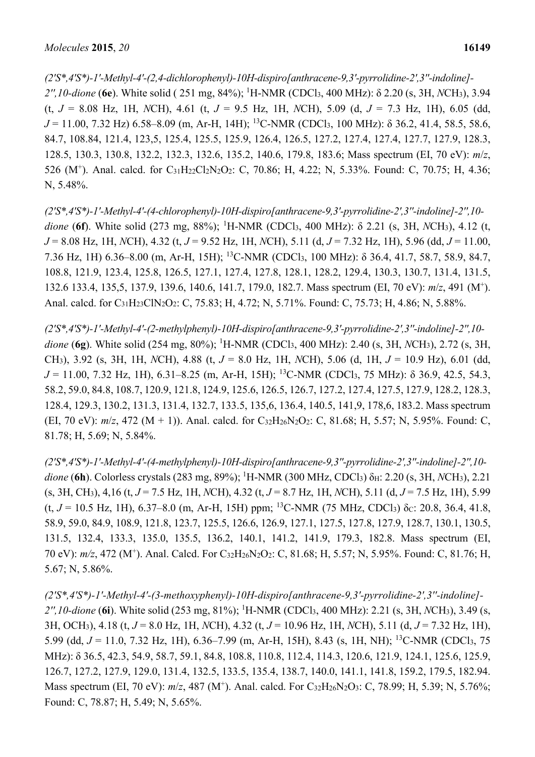*(2'S*,4'S*)-1'-Methyl-4'-(2,4-dichlorophenyl)-10H-dispiro[anthracene-9,3'-pyrrolidine-2',3''-indoline]-2'',10-dione* (**6e**). White solid ( 251 mg, 84%); $^{1}$H-NMR ($CDCl_3$, 400 MHz): δ 2.20 (s, 3H, *N*$CH_3$), 3.94 (t, *J* = 8.08 Hz, 1H, *N*CH), 4.61 (t, *J* = 9.5 Hz, 1H, *N*CH), 5.09 (d, *J* = 7.3 Hz, 1H), 6.05 (dd, *J* = 11.00, 7.32 Hz) 6.58–8.09 (m, Ar-H, 14H); $^{13}$C-NMR ($CDCl_3$, 100 MHz): δ 36.2, 41.4, 58.5, 58.6, 84.7, 108.84, 121.4, 123,5, 125.4, 125.5, 125.9, 126.4, 126.5, 127.2, 127.4, 127.4, 127.7, 127.9, 128.3, 128.5, 130.3, 130.8, 132.2, 132.3, 132.6, 135.2, 140.6, 179.8, 183.6; Mass spectrum (EI, 70 eV): *m*/*z*, 526 ($M^+$). Anal. calcd. for $C_{31}H_{22}Cl_2N_2O_2$: C, 70.86; H, 4.22; N, 5.33%. Found: C, 70.75; H, 4.36; N, 5.48%.

*(2'S*,4'S*)-1'-Methyl-4'-(4-chlorophenyl)-10H-dispiro[anthracene-9,3'-pyrrolidine-2',3''-indoline]-2'',10-dione* (**6f**). White solid (273 mg, 88%); $^{1}$H-NMR ($CDCl_3$, 400 MHz): δ 2.21 (s, 3H, *N*$CH_3$), 4.12 (t, *J* = 8.08 Hz, 1H, *N*CH), 4.32 (t, *J* = 9.52 Hz, 1H, *N*CH), 5.11 (d, *J* = 7.32 Hz, 1H), 5.96 (dd, *J* = 11.00, 7.36 Hz, 1H) 6.36–8.00 (m, Ar-H, 15H); $^{13}$C-NMR ($CDCl_3$, 100 MHz): δ 36.4, 41.7, 58.7, 58.9, 84.7, 108.8, 121.9, 123.4, 125.8, 126.5, 127.1, 127.4, 127.8, 128.1, 128.2, 129.4, 130.3, 130.7, 131.4, 131.5, 132.6 133.4, 135,5, 137.9, 139.6, 140.6, 141.7, 179.0, 182.7. Mass spectrum (EI, 70 eV): *m*/*z*, 491 ($M^+$). Anal. calcd. for $C_{31}H_{23}ClN_2O_2$: C, 75.83; H, 4.72; N, 5.71%. Found: C, 75.73; H, 4.86; N, 5.88%.

*(2'S*,4'S*)-1'-Methyl-4'-(2-methylphenyl)-10H-dispiro[anthracene-9,3'-pyrrolidine-2',3''-indoline]-2'',10-dione* (**6g**). White solid (254 mg, 80%); $^{1}$H-NMR ($CDCl_3$, 400 MHz): 2.40 (s, 3H, *N*$CH_3$), 2.72 (s, 3H, $CH_3$), 3.92 (s, 3H, 1H, *N*CH), 4.88 (t, *J* = 8.0 Hz, 1H, *N*CH), 5.06 (d, 1H, *J* = 10.9 Hz), 6.01 (dd, *J* = 11.00, 7.32 Hz, 1H), 6.31–8.25 (m, Ar-H, 15H); $^{13}$C-NMR ($CDCl_3$, 75 MHz): δ 36.9, 42.5, 54.3, 58.2, 59.0, 84.8, 108.7, 120.9, 121.8, 124.9, 125.6, 126.5, 126.7, 127.2, 127.4, 127.5, 127.9, 128.2, 128.3, 128.4, 129.3, 130.2, 131.3, 131.4, 132.7, 133.5, 135,6, 136.4, 140.5, 141,9, 178,6, 183.2. Mass spectrum (EI, 70 eV): *m*/*z*, 472 (M + 1)). Anal. calcd. for $C_{32}H_{26}N_2O_2$: C, 81.68; H, 5.57; N, 5.95%. Found: C, 81.78; H, 5.69; N, 5.84%.

*(2'S*,4'S*)-1'-Methyl-4'-(4-methylphenyl)-10H-dispiro[anthracene-9,3''-pyrrolidine-2',3''-indoline]-2'',10-dione* (**6h**). Colorless crystals (283 mg, 89%); $^{1}$H-NMR (300 MHz, $CDCl_3$) $\delta_H$: 2.20 (s, 3H, *N*$CH_3$), 2.21 (s, 3H, $CH_3$), 4,16 (t, *J* = 7.5 Hz, 1H, *N*CH), 4.32 (t, *J* = 8.7 Hz, 1H, *N*CH), 5.11 (d, *J* = 7.5 Hz, 1H), 5.99 (t, *J* = 10.5 Hz, 1H), 6.37–8.0 (m, Ar-H, 15H) ppm; $^{13}$C-NMR (75 MHz, $CDCl_3$) $\delta_C$: 20.8, 36.4, 41.8, 58.9, 59.0, 84.9, 108.9, 121.8, 123.7, 125.5, 126.6, 126.9, 127.1, 127.5, 127.8, 127.9, 128.7, 130.1, 130.5, 131.5, 132.4, 133.3, 135.0, 135.5, 136.2, 140.1, 141.2, 141.9, 179.3, 182.8. Mass spectrum (EI, 70 eV): *m/z*, 472 ($M^+$). Anal. Calcd. For $C_{32}H_{26}N_2O_2$: C, 81.68; H, 5.57; N, 5.95%. Found: C, 81.76; H, 5.67; N, 5.86%.

*(2'S*,4'S*)-1'-Methyl-4'-(3-methoxyphenyl)-10H-dispiro[anthracene-9,3'-pyrrolidine-2',3''-indoline]-2'',10-dione* (**6i**). White solid (253 mg, 81%); $^{1}$H-NMR ($CDCl_3$, 400 MHz): 2.21 (s, 3H, *N*$CH_3$), 3.49 (s, 3H, $OCH_3$), 4.18 (t, *J* = 8.0 Hz, 1H, *N*CH), 4.32 (t, *J* = 10.96 Hz, 1H, *N*CH), 5.11 (d, *J* = 7.32 Hz, 1H), 5.99 (dd, *J* = 11.0, 7.32 Hz, 1H), 6.36–7.99 (m, Ar-H, 15H), 8.43 (s, 1H, NH); $^{13}$C-NMR ($CDCl_3$, 75 MHz): δ 36.5, 42.3, 54.9, 58.7, 59.1, 84.8, 108.8, 110.8, 112.4, 114.3, 120.6, 121.9, 124.1, 125.6, 125.9, 126.7, 127.2, 127.9, 129.0, 131.4, 132.5, 133.5, 135.4, 138.7, 140.0, 141.1, 141.8, 159.2, 179.5, 182.94. Mass spectrum (EI, 70 eV): *m*/*z*, 487 ($M^+$). Anal. calcd. For $C_{32}H_{26}N_2O_3$: C, 78.99; H, 5.39; N, 5.76%; Found: C, 78.87; H, 5.49; N, 5.65%.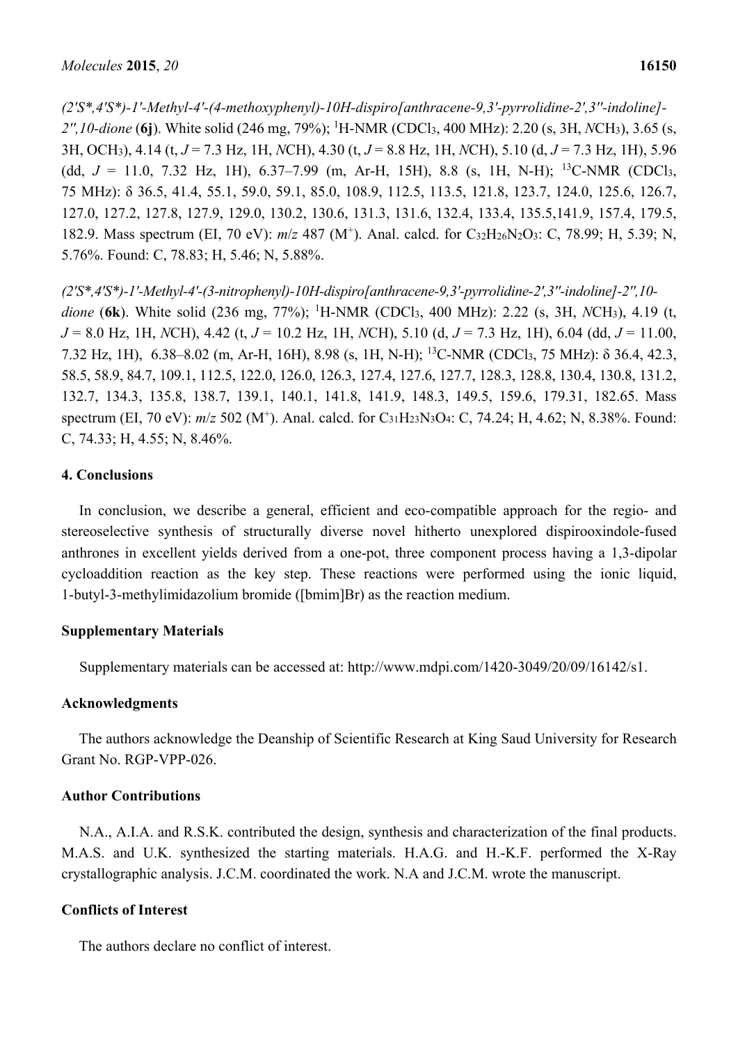*(2'S\*,4'S\*)-1'-Methyl-4'-(4-methoxyphenyl)-10H-dispiro[anthracene-9,3'-pyrrolidine-2',3''-indoline]-2'',10-dione* (**6j**). White solid (246 mg, 79%); $^{1}$H-NMR ($CDCl_3$, 400 MHz): 2.20 (s, 3H, *N*$CH_3$), 3.65 (s, 3H, $OCH_3$), 4.14 (t, *J* = 7.3 Hz, 1H, *N*CH), 4.30 (t, *J* = 8.8 Hz, 1H, *N*CH), 5.10 (d, *J* = 7.3 Hz, 1H), 5.96 (dd, *J* = 11.0, 7.32 Hz, 1H), 6.37–7.99 (m, Ar-H, 15H), 8.8 (s, 1H, N-H); $^{13}$C-NMR ($CDCl_3$, 75 MHz): δ 36.5, 41.4, 55.1, 59.0, 59.1, 85.0, 108.9, 112.5, 113.5, 121.8, 123.7, 124.0, 125.6, 126.7, 127.0, 127.2, 127.8, 127.9, 129.0, 130.2, 130.6, 131.3, 131.6, 132.4, 133.4, 135.5,141.9, 157.4, 179.5, 182.9. Mass spectrum (EI, 70 eV): *m*/*z* 487 ($M^+$). Anal. calcd. for $C_{32}H_{26}N_2O_3$: C, 78.99; H, 5.39; N, 5.76%. Found: C, 78.83; H, 5.46; N, 5.88%.

*(2'S\*,4'S\*)-1'-Methyl-4'-(3-nitrophenyl)-10H-dispiro[anthracene-9,3'-pyrrolidine-2',3''-indoline]-2'',10-dione* (**6k**). White solid (236 mg, 77%); $^{1}$H-NMR ($CDCl_3$, 400 MHz): 2.22 (s, 3H, *N*$CH_3$), 4.19 (t, *J* = 8.0 Hz, 1H, *N*CH), 4.42 (t, *J* = 10.2 Hz, 1H, *N*CH), 5.10 (d, *J* = 7.3 Hz, 1H), 6.04 (dd, *J* = 11.00, 7.32 Hz, 1H), 6.38–8.02 (m, Ar-H, 16H), 8.98 (s, 1H, N-H); $^{13}$C-NMR ($CDCl_3$, 75 MHz): δ 36.4, 42.3, 58.5, 58.9, 84.7, 109.1, 112.5, 122.0, 126.0, 126.3, 127.4, 127.6, 127.7, 128.3, 128.8, 130.4, 130.8, 131.2, 132.7, 134.3, 135.8, 138.7, 139.1, 140.1, 141.8, 141.9, 148.3, 149.5, 159.6, 179.31, 182.65. Mass spectrum (EI, 70 eV): *m*/*z* 502 ($M^+$). Anal. calcd. for $C_{31}H_{23}N_3O_4$: C, 74.24; H, 4.62; N, 8.38%. Found: C, 74.33; H, 4.55; N, 8.46%.

## 4. Conclusions

In conclusion, we describe a general, efficient and eco-compatible approach for the regio- and stereoselective synthesis of structurally diverse novel hitherto unexplored dispirooxindole-fused anthrones in excellent yields derived from a one-pot, three component process having a 1,3-dipolar cycloaddition reaction as the key step. These reactions were performed using the ionic liquid, 1-butyl-3-methylimidazolium bromide ([bmim]Br) as the reaction medium.

## Supplementary Materials

Supplementary materials can be accessed at: http://www.mdpi.com/1420-3049/20/09/16142/s1.

## Acknowledgments

The authors acknowledge the Deanship of Scientific Research at King Saud University for Research Grant No. RGP-VPP-026.

## Author Contributions

N.A., A.I.A. and R.S.K. contributed the design, synthesis and characterization of the final products. M.A.S. and U.K. synthesized the starting materials. H.A.G. and H.-K.F. performed the X-Ray crystallographic analysis. J.C.M. coordinated the work. N.A and J.C.M. wrote the manuscript.

## Conflicts of Interest

The authors declare no conflict of interest.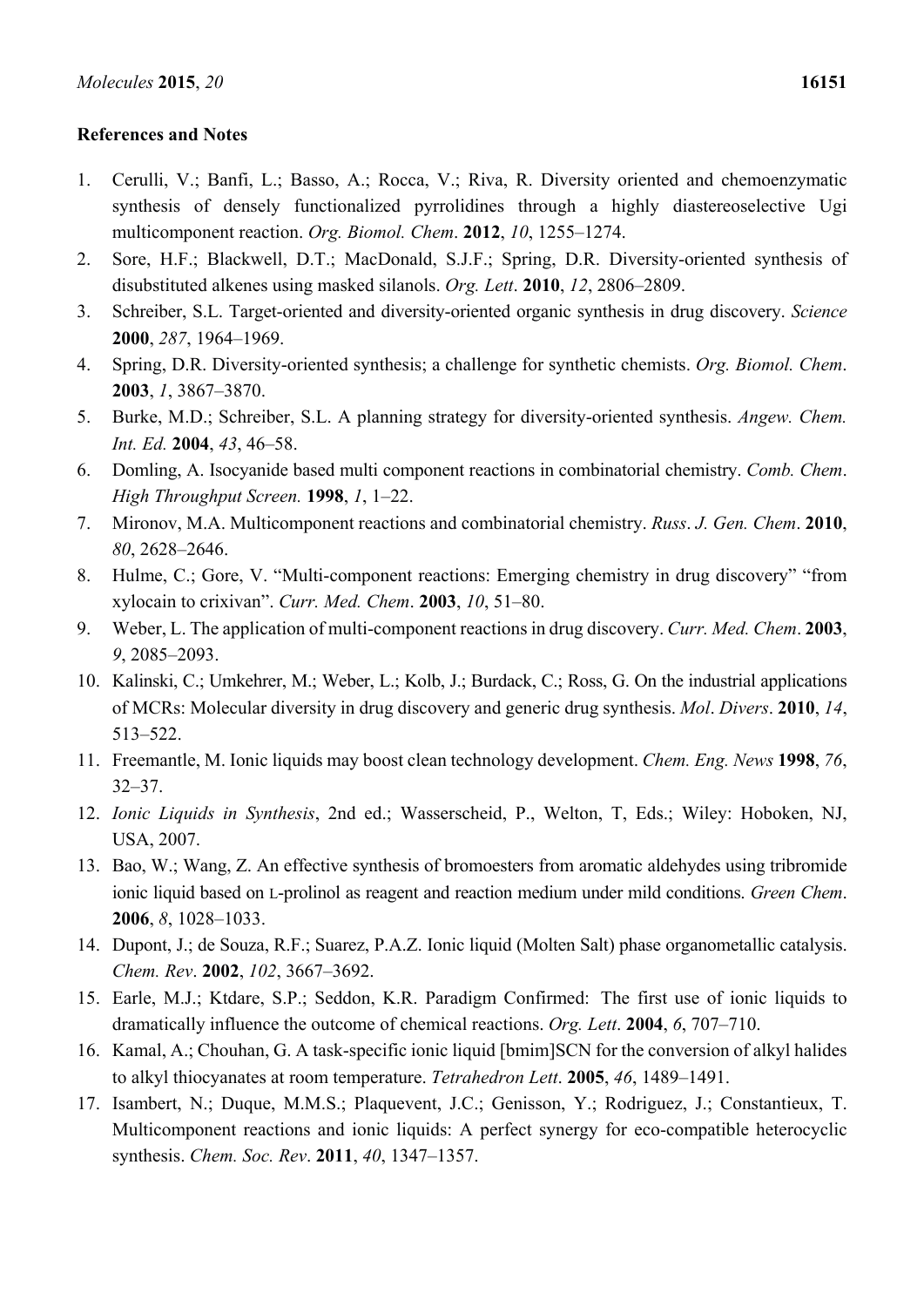## References and Notes

1. Cerulli, V.; Banfi, L.; Basso, A.; Rocca, V.; Riva, R. Diversity oriented and chemoenzymatic synthesis of densely functionalized pyrrolidines through a highly diastereoselective Ugi multicomponent reaction. *Org. Biomol. Chem*. **2012**, *10*, 1255–1274.
2. Sore, H.F.; Blackwell, D.T.; MacDonald, S.J.F.; Spring, D.R. Diversity-oriented synthesis of disubstituted alkenes using masked silanols. *Org. Lett*. **2010**, *12*, 2806–2809.
3. Schreiber, S.L. Target-oriented and diversity-oriented organic synthesis in drug discovery. *Science* **2000**, *287*, 1964–1969.
4. Spring, D.R. Diversity-oriented synthesis; a challenge for synthetic chemists. *Org. Biomol. Chem*. **2003**, *1*, 3867–3870.
5. Burke, M.D.; Schreiber, S.L. A planning strategy for diversity-oriented synthesis. *Angew. Chem. Int. Ed.* **2004**, *43*, 46–58.
6. Domling, A. Isocyanide based multi component reactions in combinatorial chemistry. *Comb. Chem. High Throughput Screen.* **1998**, *1*, 1–22.
7. Mironov, M.A. Multicomponent reactions and combinatorial chemistry. *Russ. J. Gen. Chem*. **2010**, *80*, 2628–2646.
8. Hulme, C.; Gore, V. "Multi-component reactions: Emerging chemistry in drug discovery" "from xylocain to crixivan". *Curr. Med. Chem*. **2003**, *10*, 51–80.
9. Weber, L. The application of multi-component reactions in drug discovery. *Curr. Med. Chem*. **2003**, *9*, 2085–2093.
10. Kalinski, C.; Umkehrer, M.; Weber, L.; Kolb, J.; Burdack, C.; Ross, G. On the industrial applications of MCRs: Molecular diversity in drug discovery and generic drug synthesis. *Mol. Divers*. **2010**, *14*, 513–522.
11. Freemantle, M. Ionic liquids may boost clean technology development. *Chem. Eng. News* **1998**, *76*, 32–37.
12. *Ionic Liquids in Synthesis*, 2nd ed.; Wasserscheid, P., Welton, T, Eds.; Wiley: Hoboken, NJ, USA, 2007.
13. Bao, W.; Wang, Z. An effective synthesis of bromoesters from aromatic aldehydes using tribromide ionic liquid based on L-prolinol as reagent and reaction medium under mild conditions. *Green Chem*. **2006**, *8*, 1028–1033.
14. Dupont, J.; de Souza, R.F.; Suarez, P.A.Z. Ionic liquid (Molten Salt) phase organometallic catalysis. *Chem. Rev*. **2002**, *102*, 3667–3692.
15. Earle, M.J.; Ktdare, S.P.; Seddon, K.R. Paradigm Confirmed: The first use of ionic liquids to dramatically influence the outcome of chemical reactions. *Org. Lett*. **2004**, *6*, 707–710.
16. Kamal, A.; Chouhan, G. A task-specific ionic liquid [bmim]SCN for the conversion of alkyl halides to alkyl thiocyanates at room temperature. *Tetrahedron Lett*. **2005**, *46*, 1489–1491.
17. Isambert, N.; Duque, M.M.S.; Plaquevent, J.C.; Genisson, Y.; Rodriguez, J.; Constantieux, T. Multicomponent reactions and ionic liquids: A perfect synergy for eco-compatible heterocyclic synthesis. *Chem. Soc. Rev*. **2011**, *40*, 1347–1357.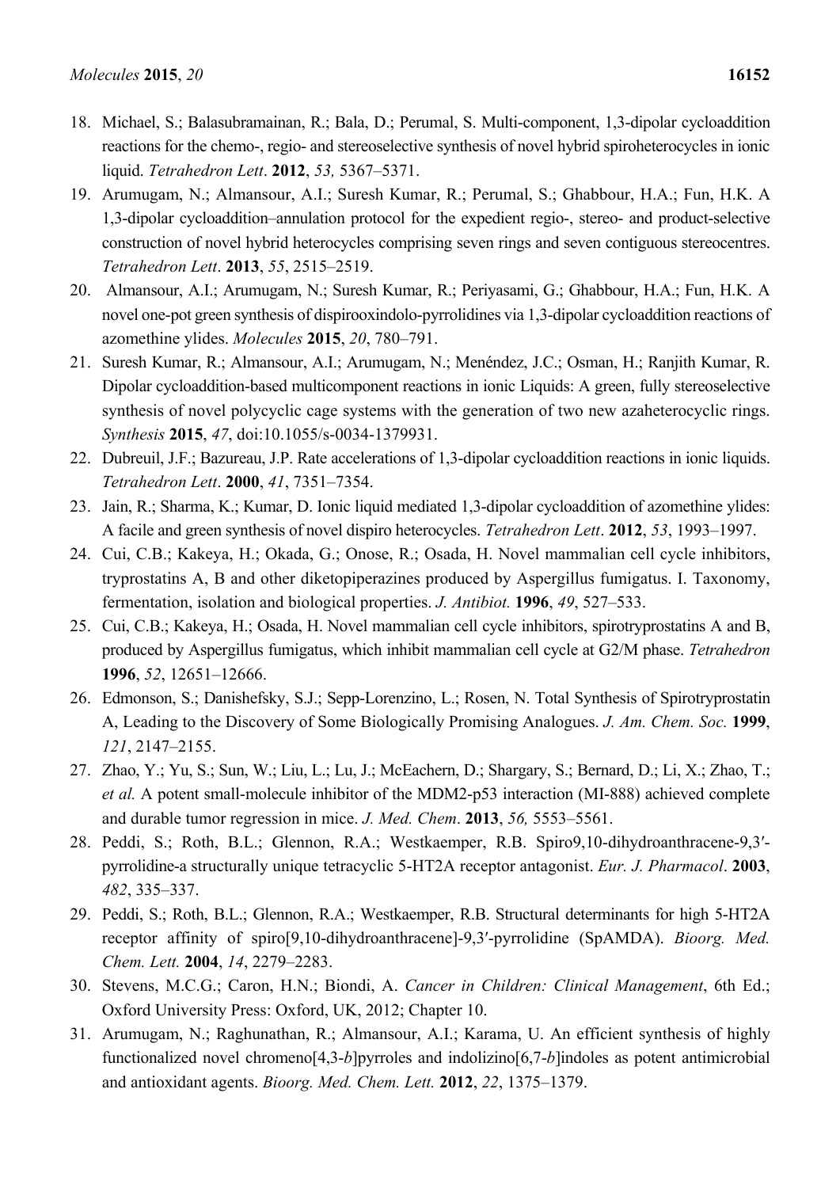18. Michael, S.; Balasubramainan, R.; Bala, D.; Perumal, S. Multi-component, 1,3-dipolar cycloaddition reactions for the chemo-, regio- and stereoselective synthesis of novel hybrid spiroheterocycles in ionic liquid. *Tetrahedron Lett*. **2012**, *53,* 5367–5371.
19. Arumugam, N.; Almansour, A.I.; Suresh Kumar, R.; Perumal, S.; Ghabbour, H.A.; Fun, H.K. A 1,3-dipolar cycloaddition–annulation protocol for the expedient regio-, stereo- and product-selective construction of novel hybrid heterocycles comprising seven rings and seven contiguous stereocentres. *Tetrahedron Lett*. **2013**, *55*, 2515–2519.
20. Almansour, A.I.; Arumugam, N.; Suresh Kumar, R.; Periyasami, G.; Ghabbour, H.A.; Fun, H.K. A novel one-pot green synthesis of dispirooxindolo-pyrrolidines via 1,3-dipolar cycloaddition reactions of azomethine ylides. *Molecules* **2015**, *20*, 780–791.
21. Suresh Kumar, R.; Almansour, A.I.; Arumugam, N.; Menéndez, J.C.; Osman, H.; Ranjith Kumar, R. Dipolar cycloaddition-based multicomponent reactions in ionic Liquids: A green, fully stereoselective synthesis of novel polycyclic cage systems with the generation of two new azaheterocyclic rings. *Synthesis* **2015**, *47*, doi:10.1055/s-0034-1379931.
22. Dubreuil, J.F.; Bazureau, J.P. Rate accelerations of 1,3-dipolar cycloaddition reactions in ionic liquids. *Tetrahedron Lett*. **2000**, *41*, 7351–7354.
23. Jain, R.; Sharma, K.; Kumar, D. Ionic liquid mediated 1,3-dipolar cycloaddition of azomethine ylides: A facile and green synthesis of novel dispiro heterocycles. *Tetrahedron Lett*. **2012**, *53*, 1993–1997.
24. Cui, C.B.; Kakeya, H.; Okada, G.; Onose, R.; Osada, H. Novel mammalian cell cycle inhibitors, tryprostatins A, B and other diketopiperazines produced by Aspergillus fumigatus. I. Taxonomy, fermentation, isolation and biological properties. *J. Antibiot.* **1996**, *49*, 527–533.
25. Cui, C.B.; Kakeya, H.; Osada, H. Novel mammalian cell cycle inhibitors, spirotryprostatins A and B, produced by Aspergillus fumigatus, which inhibit mammalian cell cycle at G2/M phase. *Tetrahedron* **1996**, *52*, 12651–12666.
26. Edmonson, S.; Danishefsky, S.J.; Sepp-Lorenzino, L.; Rosen, N. Total Synthesis of Spirotryprostatin A, Leading to the Discovery of Some Biologically Promising Analogues. *J. Am. Chem. Soc.* **1999**, *121*, 2147–2155.
27. Zhao, Y.; Yu, S.; Sun, W.; Liu, L.; Lu, J.; McEachern, D.; Shargary, S.; Bernard, D.; Li, X.; Zhao, T.; *et al.* A potent small-molecule inhibitor of the MDM2-p53 interaction (MI-888) achieved complete and durable tumor regression in mice. *J. Med. Chem*. **2013**, *56,* 5553–5561.
28. Peddi, S.; Roth, B.L.; Glennon, R.A.; Westkaemper, R.B. Spiro9,10-dihydroanthracene-9,3′-pyrrolidine-a structurally unique tetracyclic 5-HT2A receptor antagonist. *Eur. J. Pharmacol*. **2003**, *482*, 335–337.
29. Peddi, S.; Roth, B.L.; Glennon, R.A.; Westkaemper, R.B. Structural determinants for high 5-HT2A receptor affinity of spiro[9,10-dihydroanthracene]-9,3′-pyrrolidine (SpAMDA). *Bioorg. Med. Chem. Lett.* **2004**, *14*, 2279–2283.
30. Stevens, M.C.G.; Caron, H.N.; Biondi, A. *Cancer in Children: Clinical Management*, 6th Ed.; Oxford University Press: Oxford, UK, 2012; Chapter 10.
31. Arumugam, N.; Raghunathan, R.; Almansour, A.I.; Karama, U. An efficient synthesis of highly functionalized novel chromeno[4,3-*b*]pyrroles and indolizino[6,7-*b*]indoles as potent antimicrobial and antioxidant agents. *Bioorg. Med. Chem. Lett.* **2012**, *22*, 1375–1379.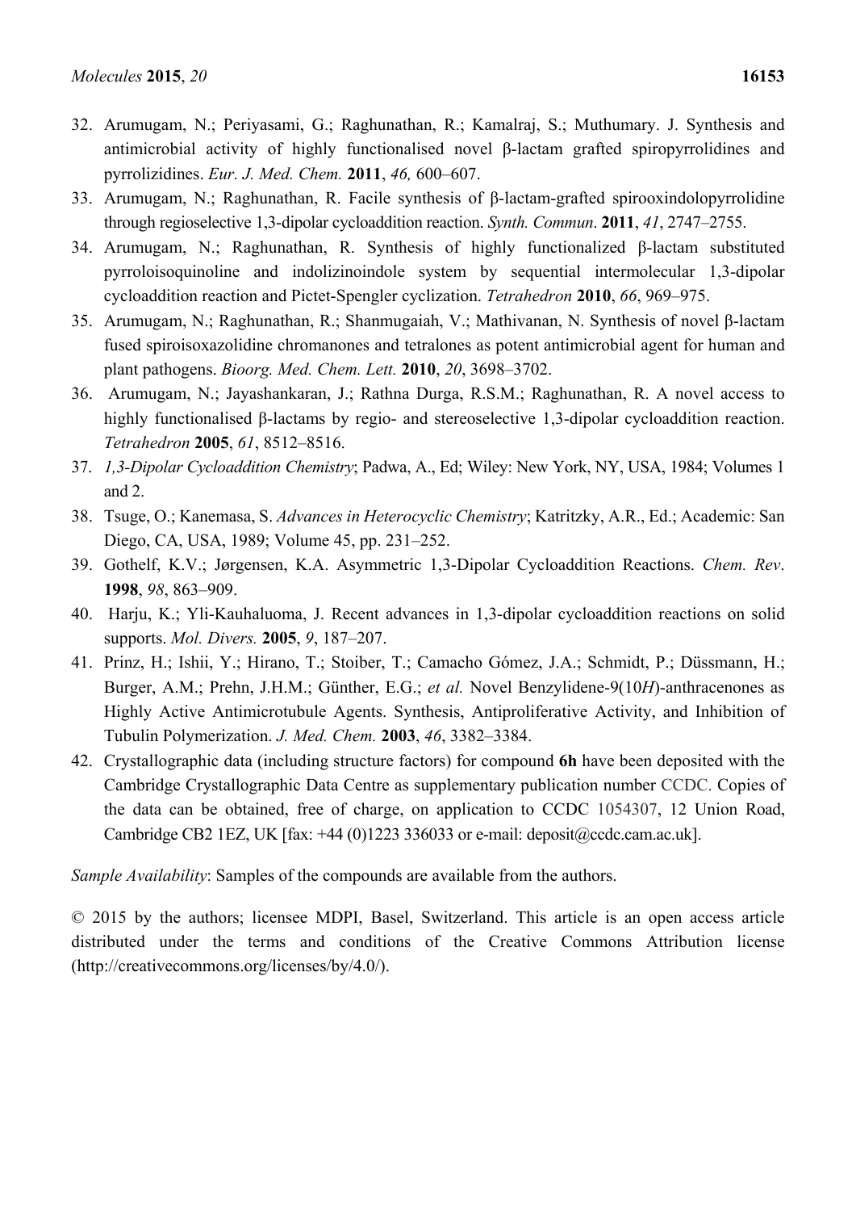32. Arumugam, N.; Periyasami, G.; Raghunathan, R.; Kamalraj, S.; Muthumary. J. Synthesis and antimicrobial activity of highly functionalised novel β-lactam grafted spiropyrrolidines and pyrrolizidines. *Eur. J. Med. Chem.* **2011**, *46,* 600–607.
33. Arumugam, N.; Raghunathan, R. Facile synthesis of β-lactam-grafted spirooxindolopyrrolidine through regioselective 1,3-dipolar cycloaddition reaction. *Synth. Commun*. **2011**, *41*, 2747–2755.
34. Arumugam, N.; Raghunathan, R. Synthesis of highly functionalized β-lactam substituted pyrroloisoquinoline and indolizinoindole system by sequential intermolecular 1,3-dipolar cycloaddition reaction and Pictet-Spengler cyclization. *Tetrahedron* **2010**, *66*, 969–975.
35. Arumugam, N.; Raghunathan, R.; Shanmugaiah, V.; Mathivanan, N. Synthesis of novel β-lactam fused spiroisoxazolidine chromanones and tetralones as potent antimicrobial agent for human and plant pathogens. *Bioorg. Med. Chem. Lett.* **2010**, *20*, 3698–3702.
36. Arumugam, N.; Jayashankaran, J.; Rathna Durga, R.S.M.; Raghunathan, R. A novel access to highly functionalised β-lactams by regio- and stereoselective 1,3-dipolar cycloaddition reaction. *Tetrahedron* **2005**, *61*, 8512–8516.
37. *1,3-Dipolar Cycloaddition Chemistry*; Padwa, A., Ed; Wiley: New York, NY, USA, 1984; Volumes 1 and 2.
38. Tsuge, O.; Kanemasa, S. *Advances in Heterocyclic Chemistry*; Katritzky, A.R., Ed.; Academic: San Diego, CA, USA, 1989; Volume 45, pp. 231–252.
39. Gothelf, K.V.; Jørgensen, K.A. Asymmetric 1,3-Dipolar Cycloaddition Reactions. *Chem. Rev*. **1998**, *98*, 863–909.
40. Harju, K.; Yli-Kauhaluoma, J. Recent advances in 1,3-dipolar cycloaddition reactions on solid supports. *Mol. Divers.* **2005**, *9*, 187–207.
41. Prinz, H.; Ishii, Y.; Hirano, T.; Stoiber, T.; Camacho Gómez, J.A.; Schmidt, P.; Düssmann, H.; Burger, A.M.; Prehn, J.H.M.; Günther, E.G.; *et al.* Novel Benzylidene-9(10*H*)-anthracenones as Highly Active Antimicrotubule Agents. Synthesis, Antiproliferative Activity, and Inhibition of Tubulin Polymerization. *J. Med. Chem.* **2003**, *46*, 3382–3384.
42. Crystallographic data (including structure factors) for compound **6h** have been deposited with the Cambridge Crystallographic Data Centre as supplementary publication number CCDC. Copies of the data can be obtained, free of charge, on application to CCDC 1054307, 12 Union Road, Cambridge CB2 1EZ, UK [fax: +44 (0)1223 336033 or e-mail: deposit@ccdc.cam.ac.uk].

*Sample Availability*: Samples of the compounds are available from the authors.

© 2015 by the authors; licensee MDPI, Basel, Switzerland. This article is an open access article distributed under the terms and conditions of the Creative Commons Attribution license (http://creativecommons.org/licenses/by/4.0/).